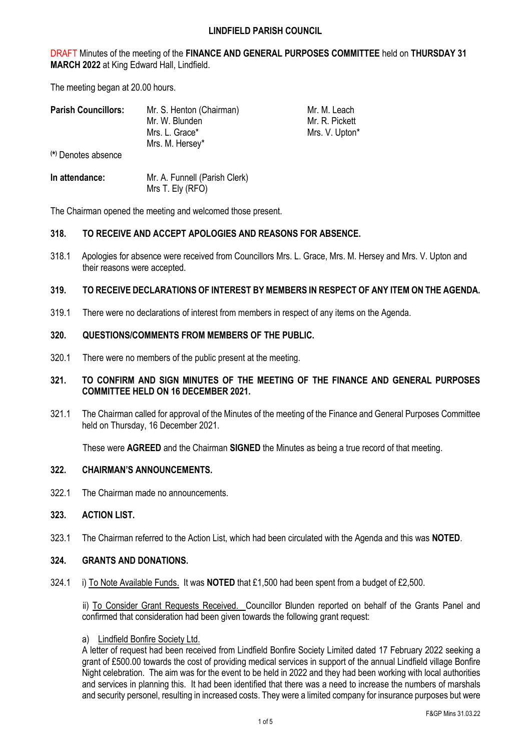# LINDFIELD PARISH COUNCIL

DRAFT Minutes of the meeting of the **FINANCE AND GENERAL PURPOSES COMMITTEE** held on **THURSDAY 31 MARCH 2022** at King Edward Hall, Lindfield.

The meeting began at 20.00 hours.

| **Parish Councillors:** | Mr. S. Henton (Chairman) | Mr. M. Leach |
|---|---|---|
| | Mr. W. Blunden | Mr. R. Pickett |
| | Mrs. L. Grace* | Mrs. V. Upton* |
| | Mrs. M. Hersey* | |

(*) Denotes absence

| **In attendance:** | Mr. A. Funnell (Parish Clerk) |
|---|---|
| | Mrs T. Ely (RFO) |

The Chairman opened the meeting and welcomed those present.

## 318. TO RECEIVE AND ACCEPT APOLOGIES AND REASONS FOR ABSENCE.

318.1 Apologies for absence were received from Councillors Mrs. L. Grace, Mrs. M. Hersey and Mrs. V. Upton and their reasons were accepted.

## 319. TO RECEIVE DECLARATIONS OF INTEREST BY MEMBERS IN RESPECT OF ANY ITEM ON THE AGENDA.

319.1 There were no declarations of interest from members in respect of any items on the Agenda.

## 320. QUESTIONS/COMMENTS FROM MEMBERS OF THE PUBLIC.

320.1 There were no members of the public present at the meeting.

## 321. TO CONFIRM AND SIGN MINUTES OF THE MEETING OF THE FINANCE AND GENERAL PURPOSES COMMITTEE HELD ON 16 DECEMBER 2021.

321.1 The Chairman called for approval of the Minutes of the meeting of the Finance and General Purposes Committee held on Thursday, 16 December 2021.

These were **AGREED** and the Chairman **SIGNED** the Minutes as being a true record of that meeting.

## 322. CHAIRMAN'S ANNOUNCEMENTS.

322.1 The Chairman made no announcements.

## 323. ACTION LIST.

323.1 The Chairman referred to the Action List, which had been circulated with the Agenda and this was **NOTED**.

## 324. GRANTS AND DONATIONS.

324.1 i) To Note Available Funds. It was **NOTED** that £1,500 had been spent from a budget of £2,500.

ii) To Consider Grant Requests Received. Councillor Blunden reported on behalf of the Grants Panel and confirmed that consideration had been given towards the following grant request:

a) Lindfield Bonfire Society Ltd.
A letter of request had been received from Lindfield Bonfire Society Limited dated 17 February 2022 seeking a grant of £500.00 towards the cost of providing medical services in support of the annual Lindfield village Bonfire Night celebration. The aim was for the event to be held in 2022 and they had been working with local authorities and services in planning this. It had been identified that there was a need to increase the numbers of marshals and security personel, resulting in increased costs. They were a limited company for insurance purposes but were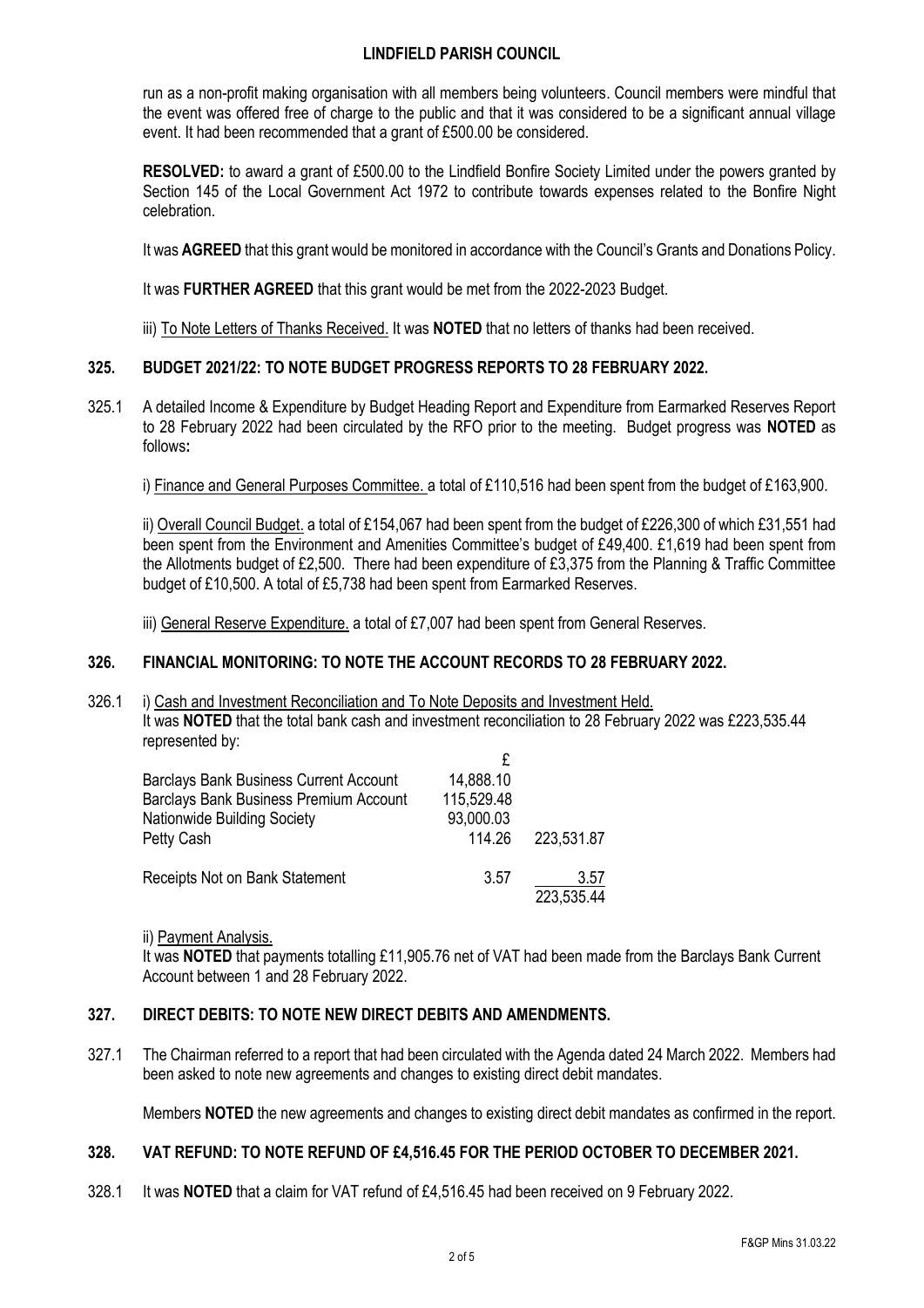run as a non-profit making organisation with all members being volunteers. Council members were mindful that the event was offered free of charge to the public and that it was considered to be a significant annual village event. It had been recommended that a grant of £500.00 be considered.

**RESOLVED:** to award a grant of £500.00 to the Lindfield Bonfire Society Limited under the powers granted by Section 145 of the Local Government Act 1972 to contribute towards expenses related to the Bonfire Night celebration.

It was **AGREED** that this grant would be monitored in accordance with the Council's Grants and Donations Policy.

It was **FURTHER AGREED** that this grant would be met from the 2022-2023 Budget.

iii) To Note Letters of Thanks Received. It was **NOTED** that no letters of thanks had been received.

## 325. BUDGET 2021/22: TO NOTE BUDGET PROGRESS REPORTS TO 28 FEBRUARY 2022.

325.1 A detailed Income & Expenditure by Budget Heading Report and Expenditure from Earmarked Reserves Report to 28 February 2022 had been circulated by the RFO prior to the meeting. Budget progress was **NOTED** as follows**:**

i) Finance and General Purposes Committee. a total of £110,516 had been spent from the budget of £163,900.

ii) Overall Council Budget. a total of £154,067 had been spent from the budget of £226,300 of which £31,551 had been spent from the Environment and Amenities Committee's budget of £49,400. £1,619 had been spent from the Allotments budget of £2,500. There had been expenditure of £3,375 from the Planning & Traffic Committee budget of £10,500. A total of £5,738 had been spent from Earmarked Reserves.

iii) General Reserve Expenditure. a total of £7,007 had been spent from General Reserves.

## 326. FINANCIAL MONITORING: TO NOTE THE ACCOUNT RECORDS TO 28 FEBRUARY 2022.

326.1 i) Cash and Investment Reconciliation and To Note Deposits and Investment Held.
It was **NOTED** that the total bank cash and investment reconciliation to 28 February 2022 was £223,535.44 represented by:

| | £ | |
|---|---|---|
| Barclays Bank Business Current Account | 14,888.10 | |
| Barclays Bank Business Premium Account | 115,529.48 | |
| Nationwide Building Society | 93,000.03 | |
| Petty Cash | 114.26 | 223,531.87 |
| Receipts Not on Bank Statement | 3.57 | 3.57 |
| | | 223,535.44 |

ii) Payment Analysis.
It was **NOTED** that payments totalling £11,905.76 net of VAT had been made from the Barclays Bank Current Account between 1 and 28 February 2022.

## 327. DIRECT DEBITS: TO NOTE NEW DIRECT DEBITS AND AMENDMENTS.

327.1 The Chairman referred to a report that had been circulated with the Agenda dated 24 March 2022. Members had been asked to note new agreements and changes to existing direct debit mandates.

Members **NOTED** the new agreements and changes to existing direct debit mandates as confirmed in the report.

## 328. VAT REFUND: TO NOTE REFUND OF £4,516.45 FOR THE PERIOD OCTOBER TO DECEMBER 2021.

328.1 It was **NOTED** that a claim for VAT refund of £4,516.45 had been received on 9 February 2022.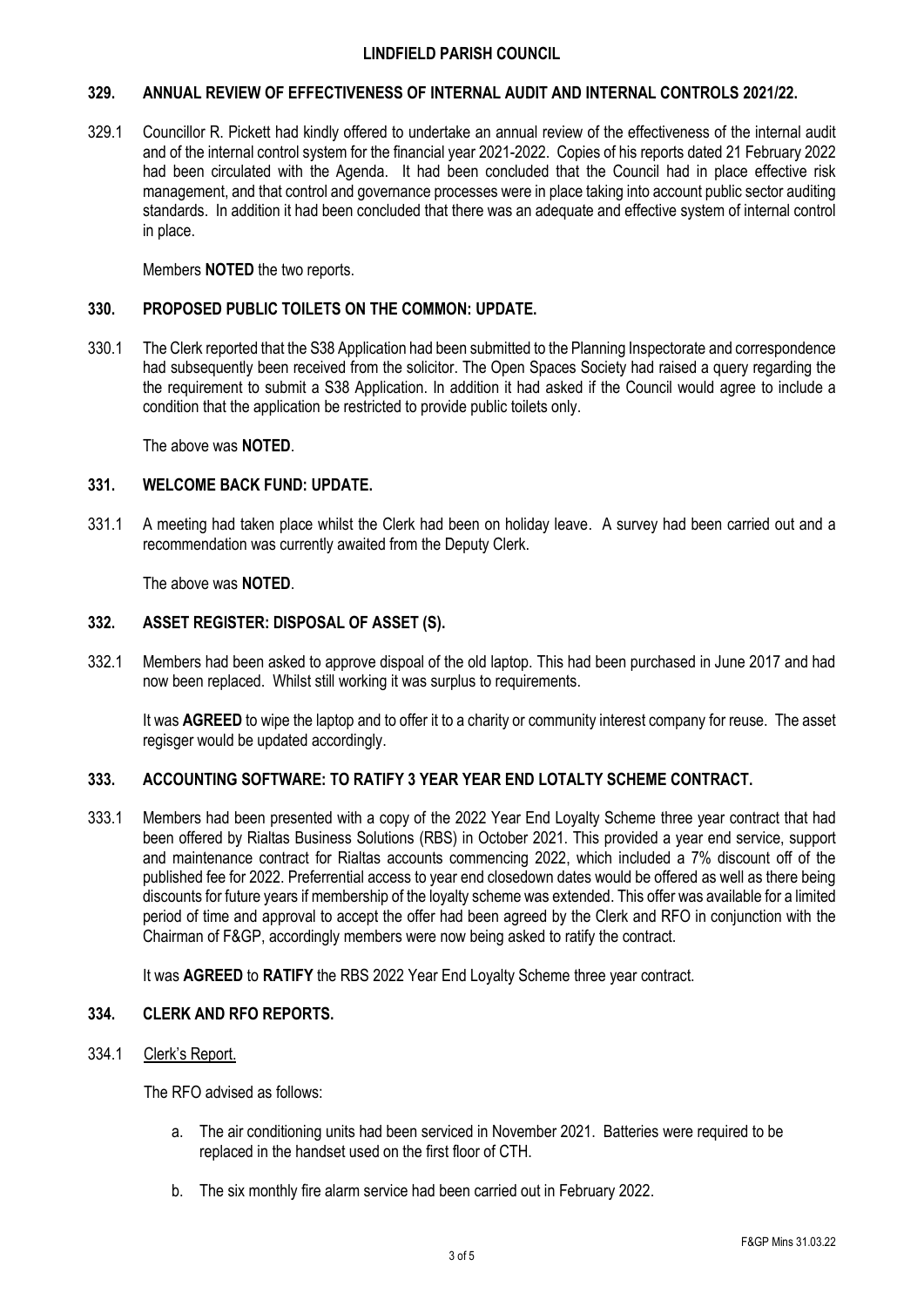**LINDFIELD PARISH COUNCIL**

### 329. ANNUAL REVIEW OF EFFECTIVENESS OF INTERNAL AUDIT AND INTERNAL CONTROLS 2021/22.

329.1 Councillor R. Pickett had kindly offered to undertake an annual review of the effectiveness of the internal audit and of the internal control system for the financial year 2021-2022. Copies of his reports dated 21 February 2022 had been circulated with the Agenda. It had been concluded that the Council had in place effective risk management, and that control and governance processes were in place taking into account public sector auditing standards. In addition it had been concluded that there was an adequate and effective system of internal control in place.

Members **NOTED** the two reports.

### 330. PROPOSED PUBLIC TOILETS ON THE COMMON: UPDATE.

330.1 The Clerk reported that the S38 Application had been submitted to the Planning Inspectorate and correspondence had subsequently been received from the solicitor. The Open Spaces Society had raised a query regarding the the requirement to submit a S38 Application. In addition it had asked if the Council would agree to include a condition that the application be restricted to provide public toilets only.

The above was **NOTED**.

### 331. WELCOME BACK FUND: UPDATE.

331.1 A meeting had taken place whilst the Clerk had been on holiday leave. A survey had been carried out and a recommendation was currently awaited from the Deputy Clerk.

The above was **NOTED**.

### 332. ASSET REGISTER: DISPOSAL OF ASSET (S).

332.1 Members had been asked to approve dispoal of the old laptop. This had been purchased in June 2017 and had now been replaced. Whilst still working it was surplus to requirements.

It was **AGREED** to wipe the laptop and to offer it to a charity or community interest company for reuse. The asset regisger would be updated accordingly.

### 333. ACCOUNTING SOFTWARE: TO RATIFY 3 YEAR YEAR END LOTALTY SCHEME CONTRACT.

333.1 Members had been presented with a copy of the 2022 Year End Loyalty Scheme three year contract that had been offered by Rialtas Business Solutions (RBS) in October 2021. This provided a year end service, support and maintenance contract for Rialtas accounts commencing 2022, which included a 7% discount off of the published fee for 2022. Preferrential access to year end closedown dates would be offered as well as there being discounts for future years if membership of the loyalty scheme was extended. This offer was available for a limited period of time and approval to accept the offer had been agreed by the Clerk and RFO in conjunction with the Chairman of F&GP, accordingly members were now being asked to ratify the contract.

It was **AGREED** to **RATIFY** the RBS 2022 Year End Loyalty Scheme three year contract.

### 334. CLERK AND RFO REPORTS.

334.1 Clerk's Report.

The RFO advised as follows:

a. The air conditioning units had been serviced in November 2021. Batteries were required to be replaced in the handset used on the first floor of CTH.

b. The six monthly fire alarm service had been carried out in February 2022.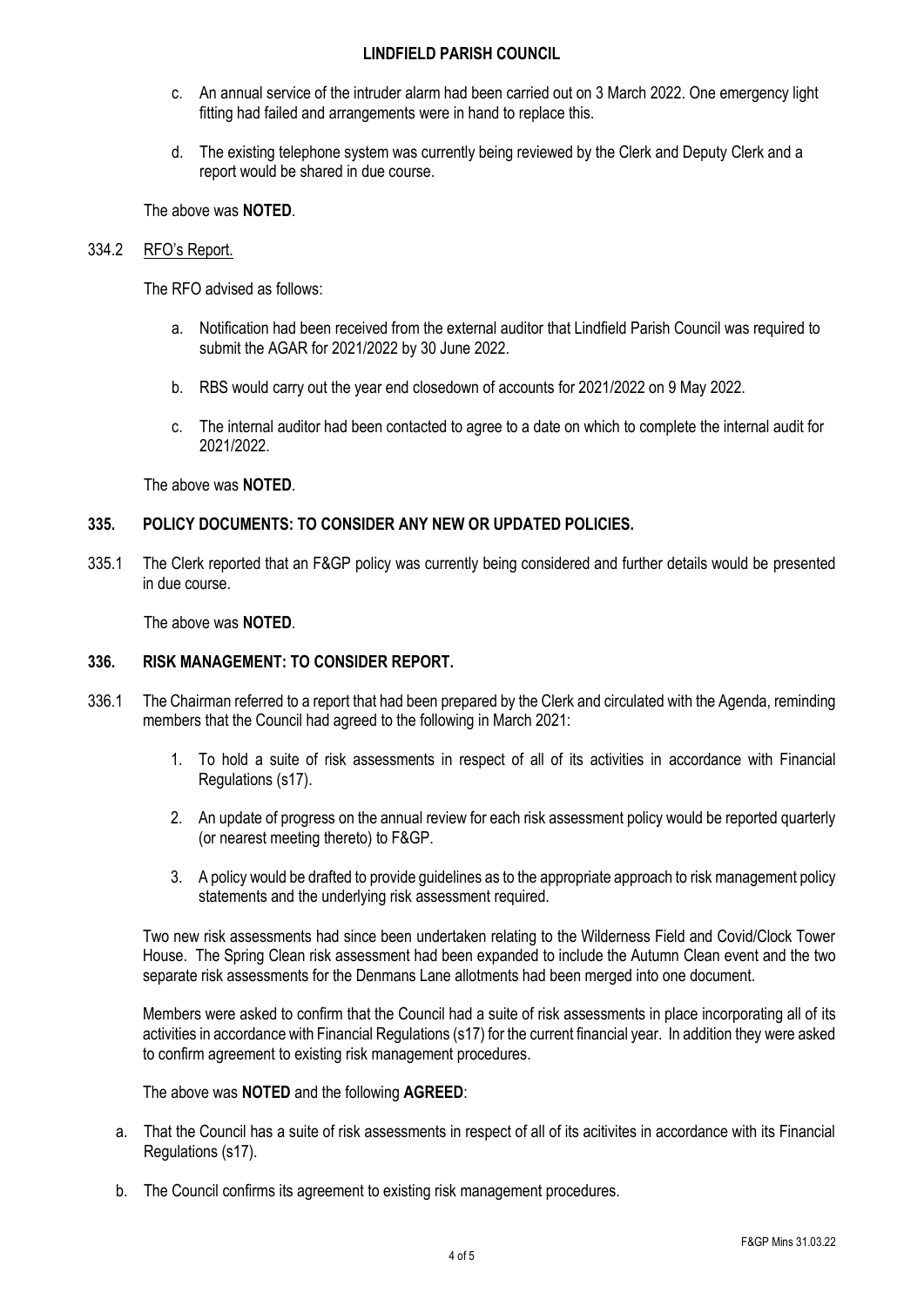c. An annual service of the intruder alarm had been carried out on 3 March 2022. One emergency light fitting had failed and arrangements were in hand to replace this.

d. The existing telephone system was currently being reviewed by the Clerk and Deputy Clerk and a report would be shared in due course.

The above was **NOTED**.

334.2 RFO's Report.

The RFO advised as follows:

a. Notification had been received from the external auditor that Lindfield Parish Council was required to submit the AGAR for 2021/2022 by 30 June 2022.

b. RBS would carry out the year end closedown of accounts for 2021/2022 on 9 May 2022.

c. The internal auditor had been contacted to agree to a date on which to complete the internal audit for 2021/2022.

The above was **NOTED**.

## 335. POLICY DOCUMENTS: TO CONSIDER ANY NEW OR UPDATED POLICIES.

335.1 The Clerk reported that an F&GP policy was currently being considered and further details would be presented in due course.

The above was **NOTED**.

## 336. RISK MANAGEMENT: TO CONSIDER REPORT.

336.1 The Chairman referred to a report that had been prepared by the Clerk and circulated with the Agenda, reminding members that the Council had agreed to the following in March 2021:

1. To hold a suite of risk assessments in respect of all of its activities in accordance with Financial Regulations (s17).
2. An update of progress on the annual review for each risk assessment policy would be reported quarterly (or nearest meeting thereto) to F&GP.
3. A policy would be drafted to provide guidelines as to the appropriate approach to risk management policy statements and the underlying risk assessment required.

Two new risk assessments had since been undertaken relating to the Wilderness Field and Covid/Clock Tower House. The Spring Clean risk assessment had been expanded to include the Autumn Clean event and the two separate risk assessments for the Denmans Lane allotments had been merged into one document.

Members were asked to confirm that the Council had a suite of risk assessments in place incorporating all of its activities in accordance with Financial Regulations (s17) for the current financial year. In addition they were asked to confirm agreement to existing risk management procedures.

The above was **NOTED** and the following **AGREED**:

a. That the Council has a suite of risk assessments in respect of all of its acitivites in accordance with its Financial Regulations (s17).

b. The Council confirms its agreement to existing risk management procedures.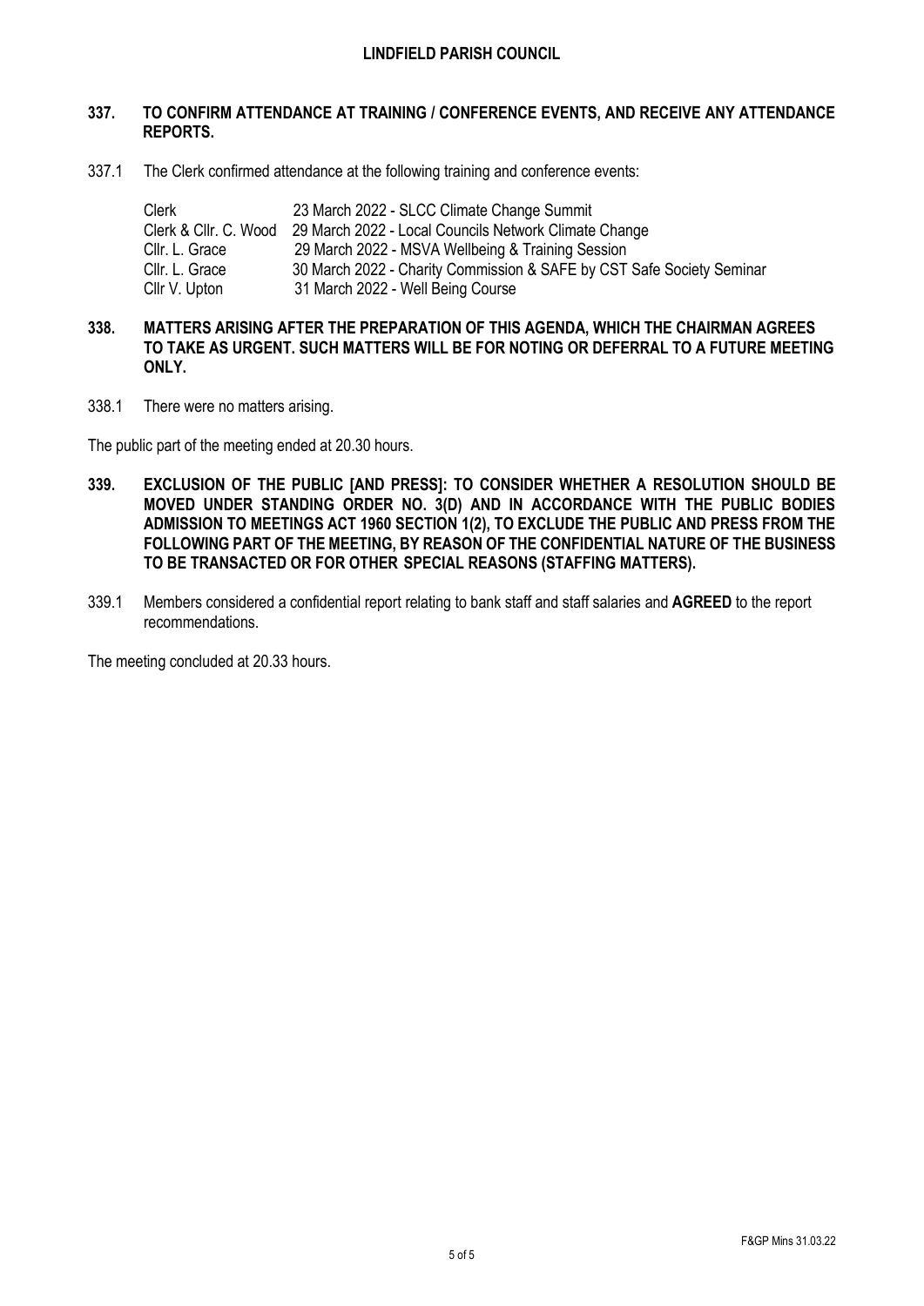**LINDFIELD PARISH COUNCIL**

**337. TO CONFIRM ATTENDANCE AT TRAINING / CONFERENCE EVENTS, AND RECEIVE ANY ATTENDANCE REPORTS.**

337.1 The Clerk confirmed attendance at the following training and conference events:

| | |
|---|---|
| Clerk | 23 March 2022 - SLCC Climate Change Summit |
| Clerk & Cllr. C. Wood | 29 March 2022 - Local Councils Network Climate Change |
| Cllr. L. Grace | 29 March 2022 - MSVA Wellbeing & Training Session |
| Cllr. L. Grace | 30 March 2022 - Charity Commission & SAFE by CST Safe Society Seminar |
| Cllr V. Upton | 31 March 2022 - Well Being Course |

**338. MATTERS ARISING AFTER THE PREPARATION OF THIS AGENDA, WHICH THE CHAIRMAN AGREES TO TAKE AS URGENT. SUCH MATTERS WILL BE FOR NOTING OR DEFERRAL TO A FUTURE MEETING ONLY.**

338.1 There were no matters arising.

The public part of the meeting ended at 20.30 hours.

**339. EXCLUSION OF THE PUBLIC [AND PRESS]: TO CONSIDER WHETHER A RESOLUTION SHOULD BE MOVED UNDER STANDING ORDER NO. 3(D) AND IN ACCORDANCE WITH THE PUBLIC BODIES ADMISSION TO MEETINGS ACT 1960 SECTION 1(2), TO EXCLUDE THE PUBLIC AND PRESS FROM THE FOLLOWING PART OF THE MEETING, BY REASON OF THE CONFIDENTIAL NATURE OF THE BUSINESS TO BE TRANSACTED OR FOR OTHER SPECIAL REASONS (STAFFING MATTERS).**

339.1 Members considered a confidential report relating to bank staff and staff salaries and **AGREED** to the report recommendations.

The meeting concluded at 20.33 hours.